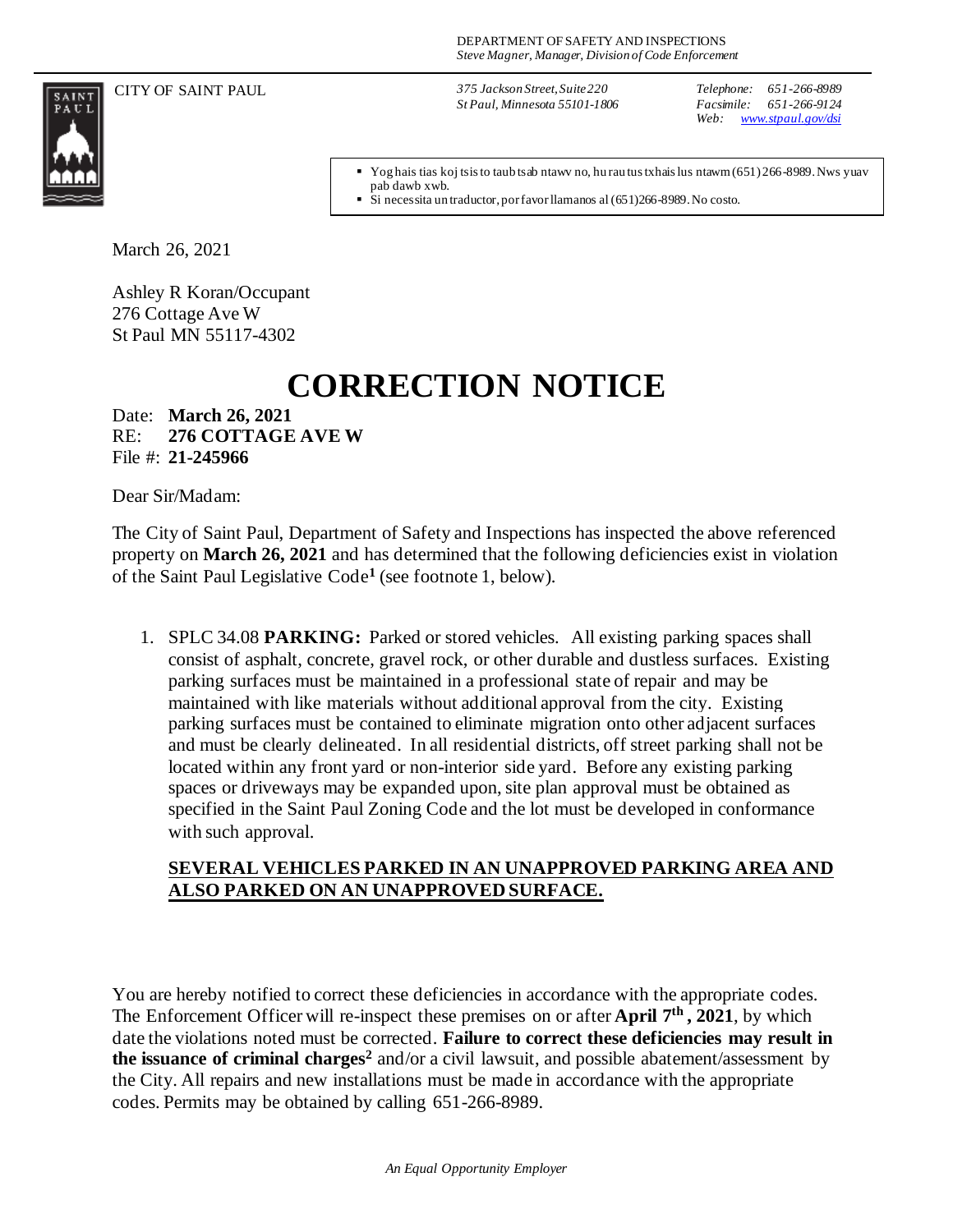DEPARTMENT OF SAFETY AND INSPECTIONS
*Steve Magner, Manager, Division of Code Enforcement*

CITY OF SAINT PAUL

*375 Jackson Street, Suite 220*
*St Paul, Minnesota 55101-1806*

*Telephone: 651-266-8989*
*Facsimile: 651-266-9124*
*Web: www.stpaul.gov/dsi*

- Yog hais tias koj tsis to taub tsab ntawv no, hu rau tus txhais lus ntawm (651) 266-8989. Nws yuav pab dawb xwb.
- Si necessita un traductor, por favor llamanos al (651)266-8989. No costo.

March 26, 2021

Ashley R Koran/Occupant
276 Cottage Ave W
St Paul MN 55117-4302

# CORRECTION NOTICE

Date: **March 26, 2021**
RE: **276 COTTAGE AVE W**
File #: **21-245966**

Dear Sir/Madam:

The City of Saint Paul, Department of Safety and Inspections has inspected the above referenced property on **March 26, 2021** and has determined that the following deficiencies exist in violation of the Saint Paul Legislative Code[1] (see footnote 1, below).

1. SPLC 34.08 **PARKING:** Parked or stored vehicles. All existing parking spaces shall consist of asphalt, concrete, gravel rock, or other durable and dustless surfaces. Existing parking surfaces must be maintained in a professional state of repair and may be maintained with like materials without additional approval from the city. Existing parking surfaces must be contained to eliminate migration onto other adjacent surfaces and must be clearly delineated. In all residential districts, off street parking shall not be located within any front yard or non-interior side yard. Before any existing parking spaces or driveways may be expanded upon, site plan approval must be obtained as specified in the Saint Paul Zoning Code and the lot must be developed in conformance with such approval.

   **<u>SEVERAL VEHICLES PARKED IN AN UNAPPROVED PARKING AREA AND ALSO PARKED ON AN UNAPPROVED SURFACE.</u>**

You are hereby notified to correct these deficiencies in accordance with the appropriate codes. The Enforcement Officer will re-inspect these premises on or after **April 7th, 2021**, by which date the violations noted must be corrected. **Failure to correct these deficiencies may result in the issuance of criminal charges[2]** and/or a civil lawsuit, and possible abatement/assessment by the City. All repairs and new installations must be made in accordance with the appropriate codes. Permits may be obtained by calling 651-266-8989.

*An Equal Opportunity Employer*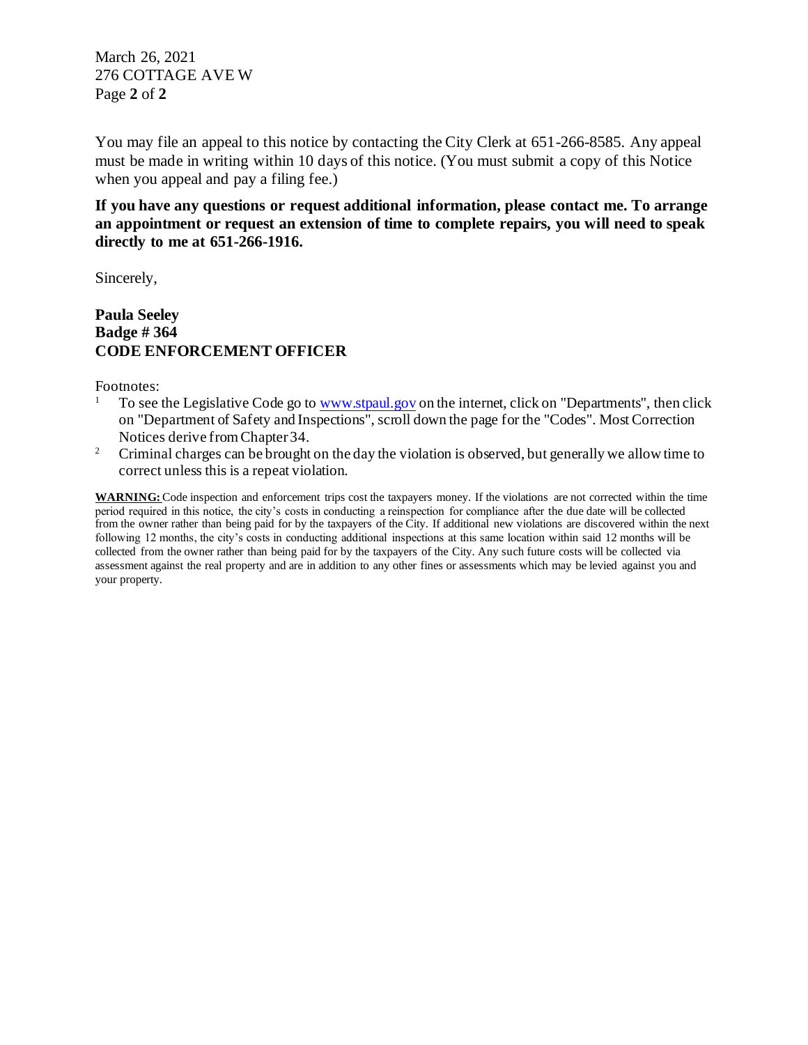You may file an appeal to this notice by contacting the City Clerk at 651-266-8585. Any appeal must be made in writing within 10 days of this notice. (You must submit a copy of this Notice when you appeal and pay a filing fee.)

**If you have any questions or request additional information, please contact me. To arrange an appointment or request an extension of time to complete repairs, you will need to speak directly to me at 651-266-1916.**

Sincerely,

**Paula Seeley**
**Badge # 364**
**CODE ENFORCEMENT OFFICER**

Footnotes:

[1] To see the Legislative Code go to www.stpaul.gov on the internet, click on "Departments", then click on "Department of Safety and Inspections", scroll down the page for the "Codes". Most Correction Notices derive from Chapter 34.

[2] Criminal charges can be brought on the day the violation is observed, but generally we allow time to correct unless this is a repeat violation.

**WARNING:** Code inspection and enforcement trips cost the taxpayers money. If the violations are not corrected within the time period required in this notice, the city's costs in conducting a reinspection for compliance after the due date will be collected from the owner rather than being paid for by the taxpayers of the City. If additional new violations are discovered within the next following 12 months, the city's costs in conducting additional inspections at this same location within said 12 months will be collected from the owner rather than being paid for by the taxpayers of the City. Any such future costs will be collected via assessment against the real property and are in addition to any other fines or assessments which may be levied against you and your property.